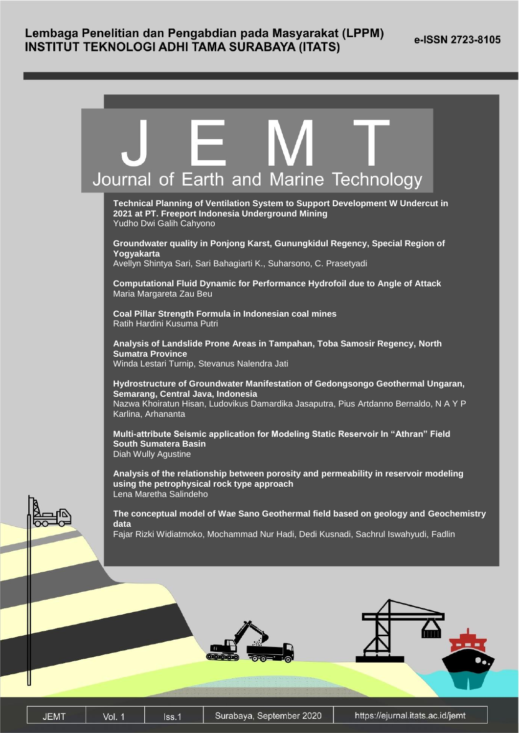Lembaga Penelitian dan Pengabdian pada Masyarakat (LPPM)
INSTITUT TEKNOLOGI ADHI TAMA SURABAYA (ITATS)

e-ISSN 2723-8105

# J E M T

## Journal of Earth and Marine Technology

**Technical Planning of Ventilation System to Support Development W Undercut in 2021 at PT. Freeport Indonesia Underground Mining**
Yudho Dwi Galih Cahyono

**Groundwater quality in Ponjong Karst, Gunungkidul Regency, Special Region of Yogyakarta**
Avellyn Shintya Sari, Sari Bahagiarti K., Suharsono, C. Prasetyadi

**Computational Fluid Dynamic for Performance Hydrofoil due to Angle of Attack**
Maria Margareta Zau Beu

**Coal Pillar Strength Formula in Indonesian coal mines**
Ratih Hardini Kusuma Putri

**Analysis of Landslide Prone Areas in Tampahan, Toba Samosir Regency, North Sumatra Province**
Winda Lestari Turnip, Stevanus Nalendra Jati

**Hydrostructure of Groundwater Manifestation of Gedongsongo Geothermal Ungaran, Semarang, Central Java, Indonesia**
Nazwa Khoiratun Hisan, Ludovikus Damardika Jasaputra, Pius Artdanno Bernaldo, N A Y P Karlina, Arhananta

**Multi-attribute Seismic application for Modeling Static Reservoir In "Athran" Field South Sumatera Basin**
Diah Wully Agustine

**Analysis of the relationship between porosity and permeability in reservoir modeling using the petrophysical rock type approach**
Lena Maretha Salindeho

**The conceptual model of Wae Sano Geothermal field based on geology and Geochemistry data**
Fajar Rizki Widiatmoko, Mochammad Nur Hadi, Dedi Kusnadi, Sachrul Iswahyudi, Fadlin

| JEMT | Vol. 1 | Iss.1 | Surabaya, September 2020 | https://ejurnal.itats.ac.id/jemt |
| --- | --- | --- | --- | --- |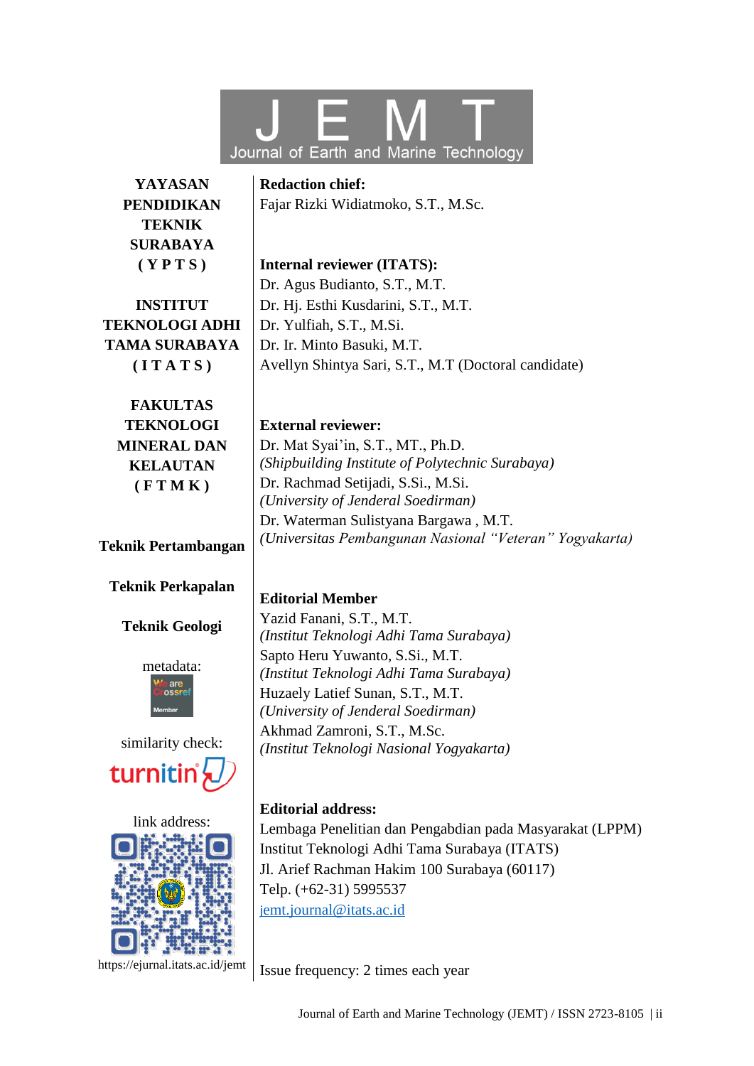# JEMT

Journal of Earth and Marine Technology

**YAYASAN PENDIDIKAN TEKNIK SURABAYA ( Y P T S )**

**INSTITUT TEKNOLOGI ADHI TAMA SURABAYA ( I T A T S )**

**FAKULTAS TEKNOLOGI MINERAL DAN KELAUTAN ( F T M K )**

**Teknik Pertambangan**

**Teknik Perkapalan**

**Teknik Geologi**

metadata:

We are Crossref Member

similarity check:

turnitin

link address:

https://ejurnal.itats.ac.id/jemt

**Redaction chief:**
Fajar Rizki Widiatmoko, S.T., M.Sc.

**Internal reviewer (ITATS):**
Dr. Agus Budianto, S.T., M.T.
Dr. Hj. Esthi Kusdarini, S.T., M.T.
Dr. Yulfiah, S.T., M.Si.
Dr. Ir. Minto Basuki, M.T.
Avellyn Shintya Sari, S.T., M.T (Doctoral candidate)

**External reviewer:**
Dr. Mat Syai'in, S.T., MT., Ph.D.
*(Shipbuilding Institute of Polytechnic Surabaya)*
Dr. Rachmad Setijadi, S.Si., M.Si.
*(University of Jenderal Soedirman)*
Dr. Waterman Sulistyana Bargawa , M.T.
*(Universitas Pembangunan Nasional "Veteran" Yogyakarta)*

**Editorial Member**
Yazid Fanani, S.T., M.T.
*(Institut Teknologi Adhi Tama Surabaya)*
Sapto Heru Yuwanto, S.Si., M.T.
*(Institut Teknologi Adhi Tama Surabaya)*
Huzaely Latief Sunan, S.T., M.T.
*(University of Jenderal Soedirman)*
Akhmad Zamroni, S.T., M.Sc.
*(Institut Teknologi Nasional Yogyakarta)*

**Editorial address:**
Lembaga Penelitian dan Pengabdian pada Masyarakat (LPPM)
Institut Teknologi Adhi Tama Surabaya (ITATS)
Jl. Arief Rachman Hakim 100 Surabaya (60117)
Telp. (+62-31) 5995537
jemt.journal@itats.ac.id

Issue frequency: 2 times each year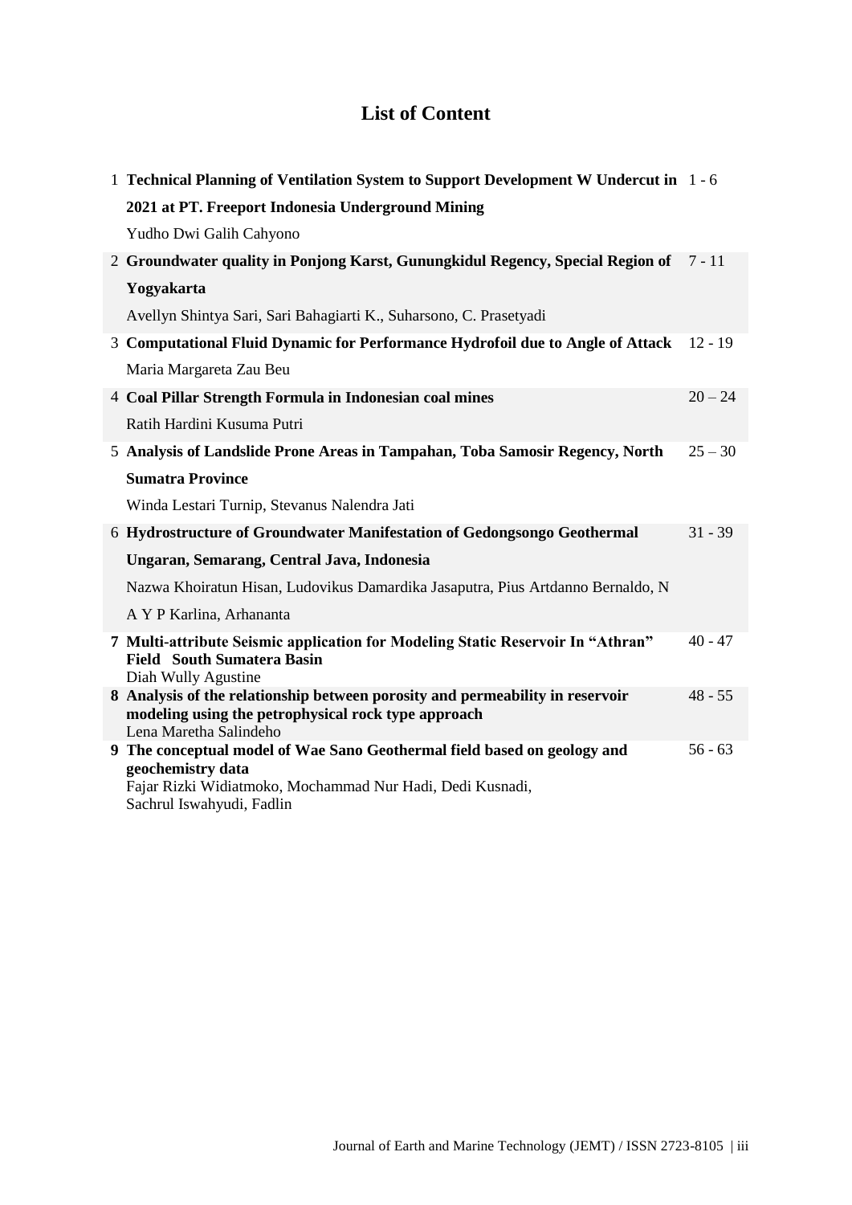# List of Content

| | | |
|---|---|---|
| 1 | **Technical Planning of Ventilation System to Support Development W Undercut in 2021 at PT. Freeport Indonesia Underground Mining**<br>Yudho Dwi Galih Cahyono | 1 - 6 |
| 2 | **Groundwater quality in Ponjong Karst, Gunungkidul Regency, Special Region of Yogyakarta**<br>Avellyn Shintya Sari, Sari Bahagiarti K., Suharsono, C. Prasetyadi | 7 - 11 |
| 3 | **Computational Fluid Dynamic for Performance Hydrofoil due to Angle of Attack**<br>Maria Margareta Zau Beu | 12 - 19 |
| 4 | **Coal Pillar Strength Formula in Indonesian coal mines**<br>Ratih Hardini Kusuma Putri | 20 – 24 |
| 5 | **Analysis of Landslide Prone Areas in Tampahan, Toba Samosir Regency, North Sumatra Province**<br>Winda Lestari Turnip, Stevanus Nalendra Jati | 25 – 30 |
| 6 | **Hydrostructure of Groundwater Manifestation of Gedongsongo Geothermal Ungaran, Semarang, Central Java, Indonesia**<br>Nazwa Khoiratun Hisan, Ludovikus Damardika Jasaputra, Pius Artdanno Bernaldo, N A Y P Karlina, Arhananta | 31 - 39 |
| **7** | **Multi-attribute Seismic application for Modeling Static Reservoir In "Athran" Field South Sumatera Basin**<br>Diah Wully Agustine | 40 - 47 |
| **8** | **Analysis of the relationship between porosity and permeability in reservoir modeling using the petrophysical rock type approach**<br>Lena Maretha Salindeho | 48 - 55 |
| **9** | **The conceptual model of Wae Sano Geothermal field based on geology and geochemistry data**<br>Fajar Rizki Widiatmoko, Mochammad Nur Hadi, Dedi Kusnadi, Sachrul Iswahyudi, Fadlin | 56 - 63 |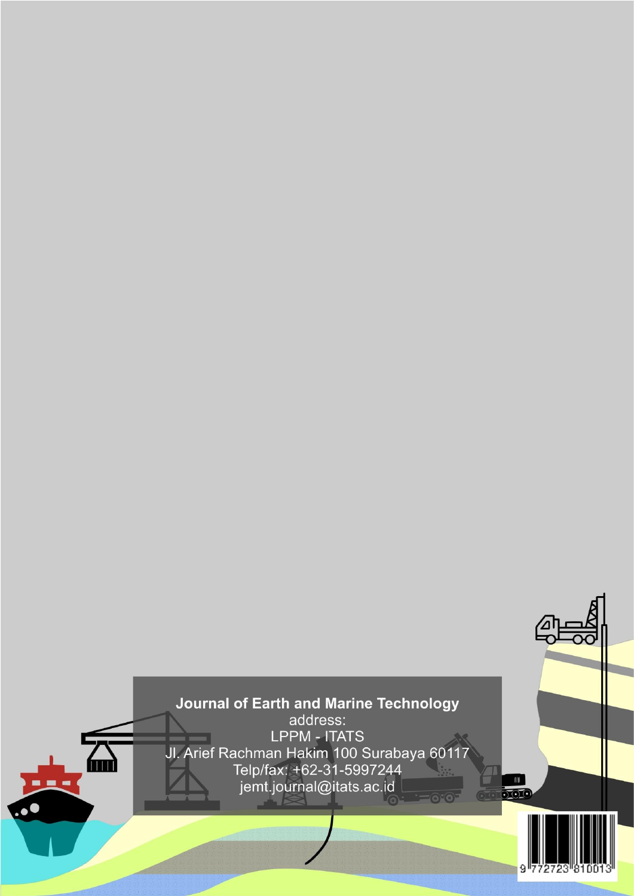**Journal of Earth and Marine Technology**

address:

LPPM - ITATS

Jl. Arief Rachman Hakim 100 Surabaya 60117

Telp/fax: +62-31-5997244

jemt.journal@itats.ac.id

9 772723 810013